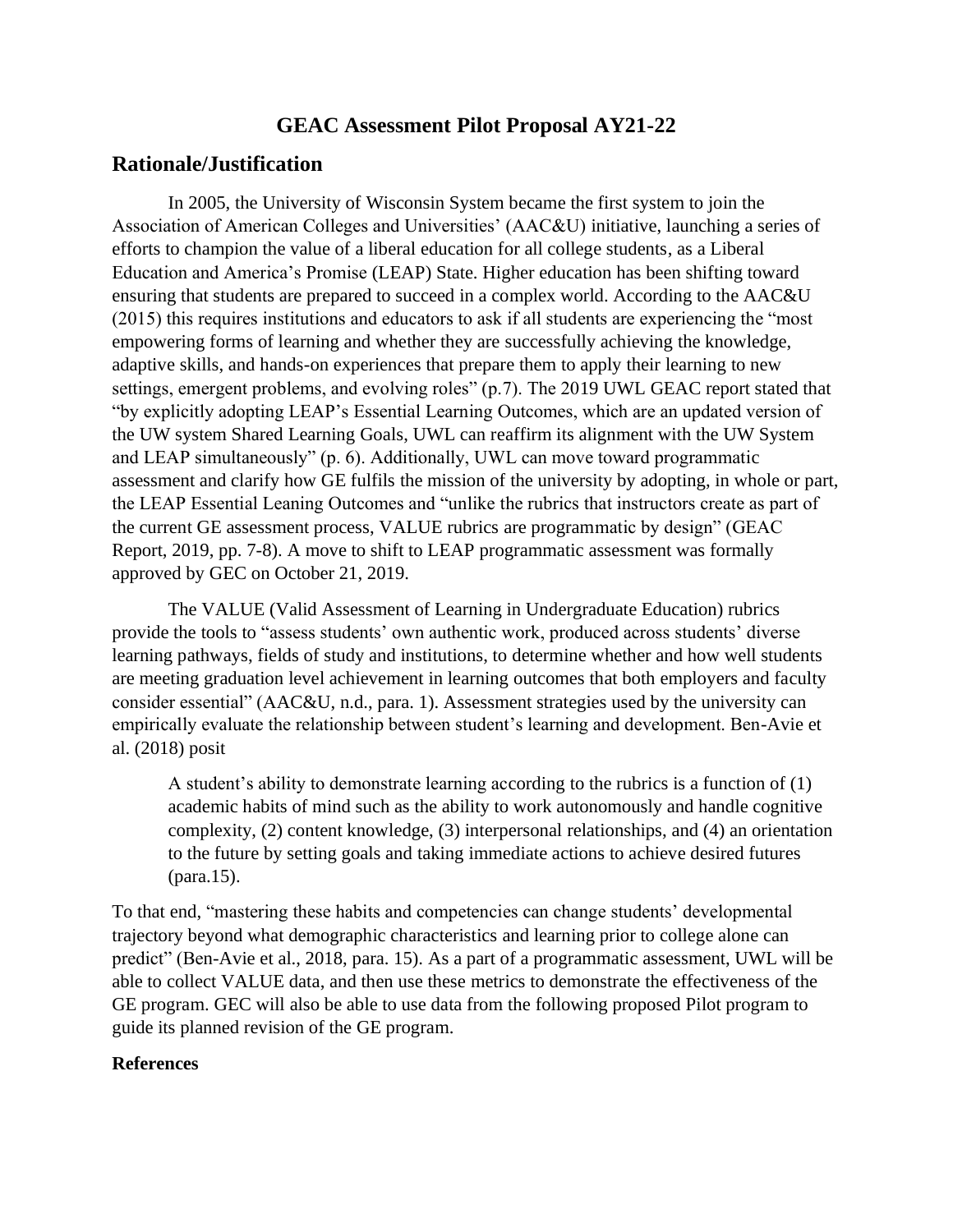# GEAC Assessment Pilot Proposal AY21-22

## Rationale/Justification

In 2005, the University of Wisconsin System became the first system to join the Association of American Colleges and Universities' (AAC&U) initiative, launching a series of efforts to champion the value of a liberal education for all college students, as a Liberal Education and America's Promise (LEAP) State. Higher education has been shifting toward ensuring that students are prepared to succeed in a complex world. According to the AAC&U (2015) this requires institutions and educators to ask if all students are experiencing the "most empowering forms of learning and whether they are successfully achieving the knowledge, adaptive skills, and hands-on experiences that prepare them to apply their learning to new settings, emergent problems, and evolving roles" (p.7). The 2019 UWL GEAC report stated that "by explicitly adopting LEAP's Essential Learning Outcomes, which are an updated version of the UW system Shared Learning Goals, UWL can reaffirm its alignment with the UW System and LEAP simultaneously" (p. 6). Additionally, UWL can move toward programmatic assessment and clarify how GE fulfils the mission of the university by adopting, in whole or part, the LEAP Essential Leaning Outcomes and "unlike the rubrics that instructors create as part of the current GE assessment process, VALUE rubrics are programmatic by design" (GEAC Report, 2019, pp. 7-8). A move to shift to LEAP programmatic assessment was formally approved by GEC on October 21, 2019.

The VALUE (Valid Assessment of Learning in Undergraduate Education) rubrics provide the tools to "assess students' own authentic work, produced across students' diverse learning pathways, fields of study and institutions, to determine whether and how well students are meeting graduation level achievement in learning outcomes that both employers and faculty consider essential" (AAC&U, n.d., para. 1). Assessment strategies used by the university can empirically evaluate the relationship between student's learning and development. Ben-Avie et al. (2018) posit

> A student's ability to demonstrate learning according to the rubrics is a function of (1) academic habits of mind such as the ability to work autonomously and handle cognitive complexity, (2) content knowledge, (3) interpersonal relationships, and (4) an orientation to the future by setting goals and taking immediate actions to achieve desired futures (para.15).

To that end, "mastering these habits and competencies can change students' developmental trajectory beyond what demographic characteristics and learning prior to college alone can predict" (Ben-Avie et al., 2018, para. 15). As a part of a programmatic assessment, UWL will be able to collect VALUE data, and then use these metrics to demonstrate the effectiveness of the GE program. GEC will also be able to use data from the following proposed Pilot program to guide its planned revision of the GE program.

**References**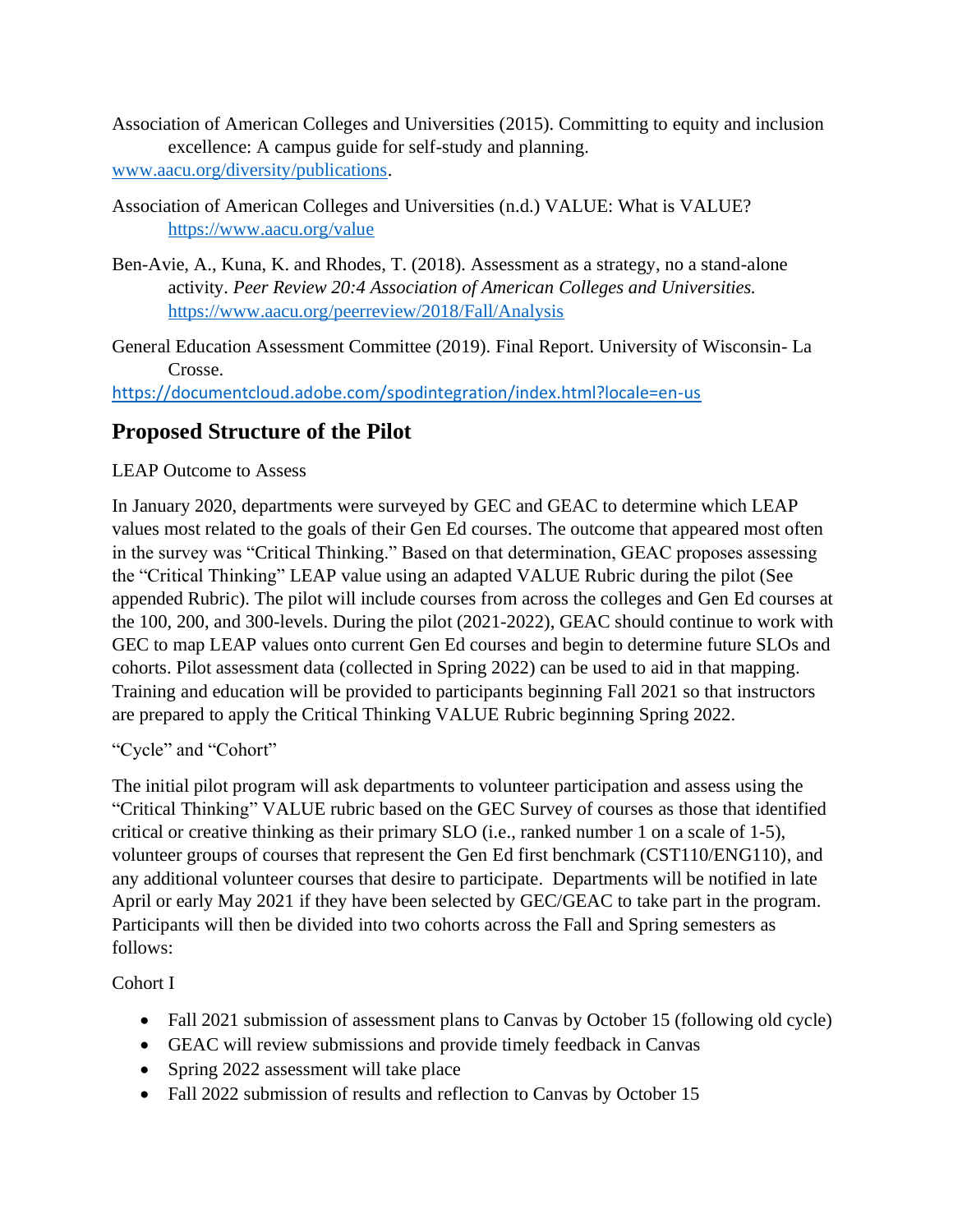Association of American Colleges and Universities (2015). Committing to equity and inclusion excellence: A campus guide for self-study and planning. www.aacu.org/diversity/publications.

Association of American Colleges and Universities (n.d.) VALUE: What is VALUE? https://www.aacu.org/value

Ben-Avie, A., Kuna, K. and Rhodes, T. (2018). Assessment as a strategy, no a stand-alone activity. *Peer Review 20:4 Association of American Colleges and Universities.* https://www.aacu.org/peerreview/2018/Fall/Analysis

General Education Assessment Committee (2019). Final Report. University of Wisconsin- La Crosse. https://documentcloud.adobe.com/spodintegration/index.html?locale=en-us

## Proposed Structure of the Pilot

LEAP Outcome to Assess

In January 2020, departments were surveyed by GEC and GEAC to determine which LEAP values most related to the goals of their Gen Ed courses. The outcome that appeared most often in the survey was "Critical Thinking." Based on that determination, GEAC proposes assessing the "Critical Thinking" LEAP value using an adapted VALUE Rubric during the pilot (See appended Rubric). The pilot will include courses from across the colleges and Gen Ed courses at the 100, 200, and 300-levels. During the pilot (2021-2022), GEAC should continue to work with GEC to map LEAP values onto current Gen Ed courses and begin to determine future SLOs and cohorts. Pilot assessment data (collected in Spring 2022) can be used to aid in that mapping. Training and education will be provided to participants beginning Fall 2021 so that instructors are prepared to apply the Critical Thinking VALUE Rubric beginning Spring 2022.

"Cycle" and "Cohort"

The initial pilot program will ask departments to volunteer participation and assess using the "Critical Thinking" VALUE rubric based on the GEC Survey of courses as those that identified critical or creative thinking as their primary SLO (i.e., ranked number 1 on a scale of 1-5), volunteer groups of courses that represent the Gen Ed first benchmark (CST110/ENG110), and any additional volunteer courses that desire to participate. Departments will be notified in late April or early May 2021 if they have been selected by GEC/GEAC to take part in the program. Participants will then be divided into two cohorts across the Fall and Spring semesters as follows:

Cohort I

- Fall 2021 submission of assessment plans to Canvas by October 15 (following old cycle)
- GEAC will review submissions and provide timely feedback in Canvas
- Spring 2022 assessment will take place
- Fall 2022 submission of results and reflection to Canvas by October 15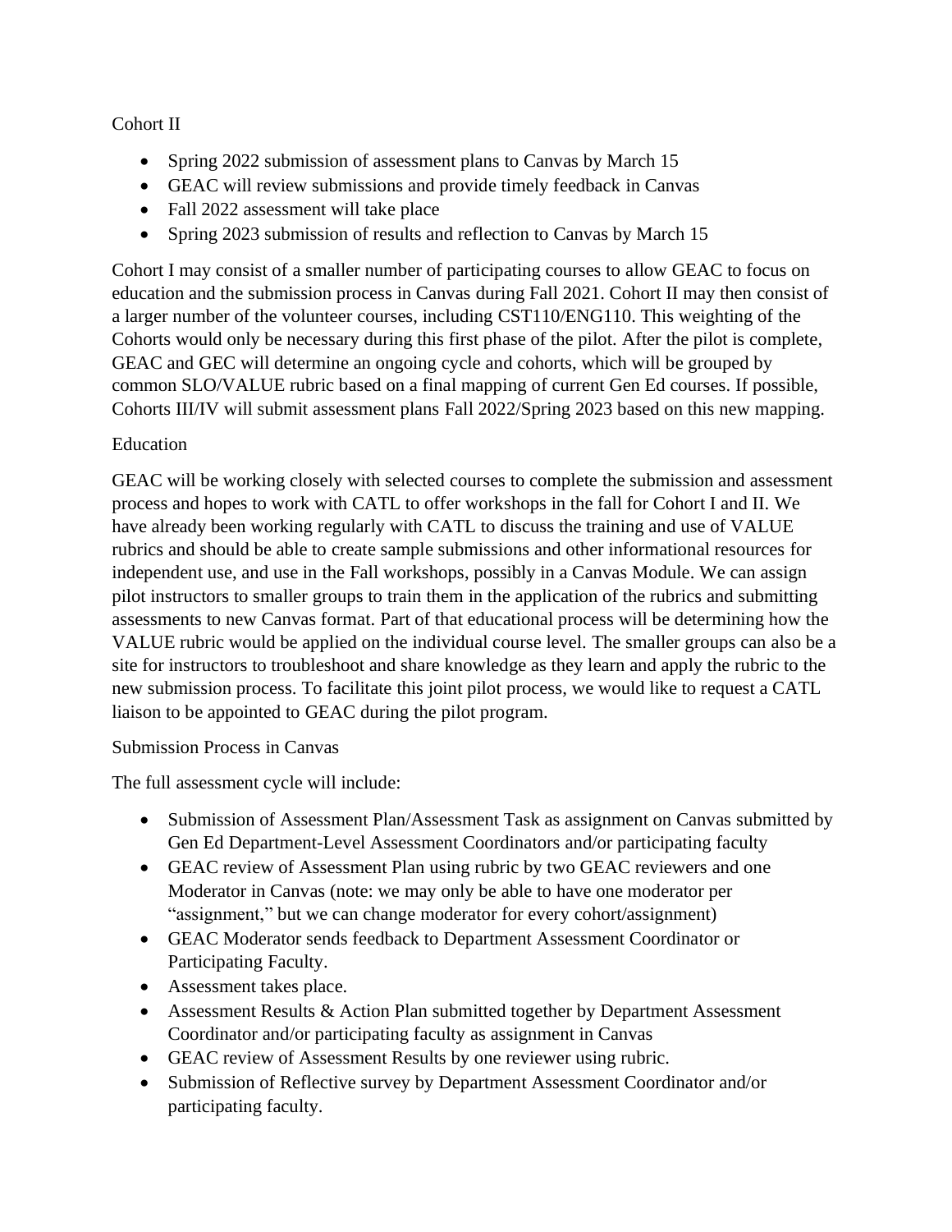Cohort II

- Spring 2022 submission of assessment plans to Canvas by March 15
- GEAC will review submissions and provide timely feedback in Canvas
- Fall 2022 assessment will take place
- Spring 2023 submission of results and reflection to Canvas by March 15

Cohort I may consist of a smaller number of participating courses to allow GEAC to focus on education and the submission process in Canvas during Fall 2021. Cohort II may then consist of a larger number of the volunteer courses, including CST110/ENG110. This weighting of the Cohorts would only be necessary during this first phase of the pilot. After the pilot is complete, GEAC and GEC will determine an ongoing cycle and cohorts, which will be grouped by common SLO/VALUE rubric based on a final mapping of current Gen Ed courses. If possible, Cohorts III/IV will submit assessment plans Fall 2022/Spring 2023 based on this new mapping.

Education

GEAC will be working closely with selected courses to complete the submission and assessment process and hopes to work with CATL to offer workshops in the fall for Cohort I and II. We have already been working regularly with CATL to discuss the training and use of VALUE rubrics and should be able to create sample submissions and other informational resources for independent use, and use in the Fall workshops, possibly in a Canvas Module. We can assign pilot instructors to smaller groups to train them in the application of the rubrics and submitting assessments to new Canvas format. Part of that educational process will be determining how the VALUE rubric would be applied on the individual course level. The smaller groups can also be a site for instructors to troubleshoot and share knowledge as they learn and apply the rubric to the new submission process. To facilitate this joint pilot process, we would like to request a CATL liaison to be appointed to GEAC during the pilot program.

Submission Process in Canvas

The full assessment cycle will include:

- Submission of Assessment Plan/Assessment Task as assignment on Canvas submitted by Gen Ed Department-Level Assessment Coordinators and/or participating faculty
- GEAC review of Assessment Plan using rubric by two GEAC reviewers and one Moderator in Canvas (note: we may only be able to have one moderator per "assignment," but we can change moderator for every cohort/assignment)
- GEAC Moderator sends feedback to Department Assessment Coordinator or Participating Faculty.
- Assessment takes place.
- Assessment Results & Action Plan submitted together by Department Assessment Coordinator and/or participating faculty as assignment in Canvas
- GEAC review of Assessment Results by one reviewer using rubric.
- Submission of Reflective survey by Department Assessment Coordinator and/or participating faculty.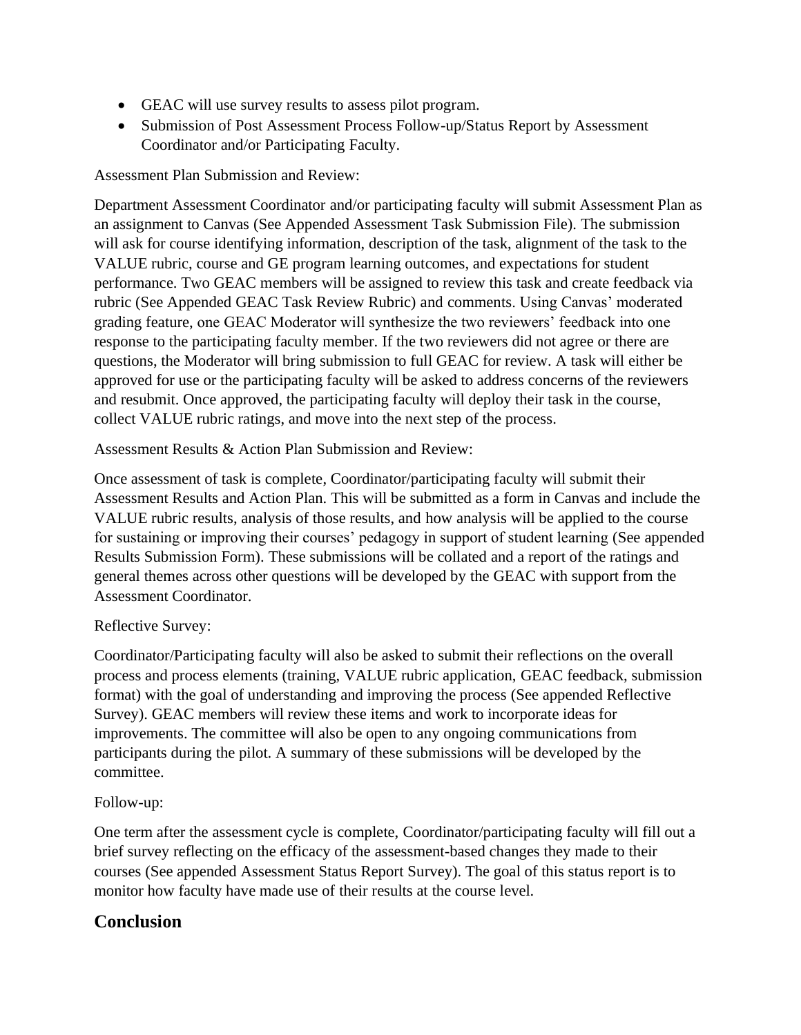- GEAC will use survey results to assess pilot program.
- Submission of Post Assessment Process Follow-up/Status Report by Assessment Coordinator and/or Participating Faculty.

Assessment Plan Submission and Review:

Department Assessment Coordinator and/or participating faculty will submit Assessment Plan as an assignment to Canvas (See Appended Assessment Task Submission File). The submission will ask for course identifying information, description of the task, alignment of the task to the VALUE rubric, course and GE program learning outcomes, and expectations for student performance. Two GEAC members will be assigned to review this task and create feedback via rubric (See Appended GEAC Task Review Rubric) and comments. Using Canvas' moderated grading feature, one GEAC Moderator will synthesize the two reviewers' feedback into one response to the participating faculty member. If the two reviewers did not agree or there are questions, the Moderator will bring submission to full GEAC for review. A task will either be approved for use or the participating faculty will be asked to address concerns of the reviewers and resubmit. Once approved, the participating faculty will deploy their task in the course, collect VALUE rubric ratings, and move into the next step of the process.

Assessment Results & Action Plan Submission and Review:

Once assessment of task is complete, Coordinator/participating faculty will submit their Assessment Results and Action Plan. This will be submitted as a form in Canvas and include the VALUE rubric results, analysis of those results, and how analysis will be applied to the course for sustaining or improving their courses' pedagogy in support of student learning (See appended Results Submission Form). These submissions will be collated and a report of the ratings and general themes across other questions will be developed by the GEAC with support from the Assessment Coordinator.

Reflective Survey:

Coordinator/Participating faculty will also be asked to submit their reflections on the overall process and process elements (training, VALUE rubric application, GEAC feedback, submission format) with the goal of understanding and improving the process (See appended Reflective Survey). GEAC members will review these items and work to incorporate ideas for improvements. The committee will also be open to any ongoing communications from participants during the pilot. A summary of these submissions will be developed by the committee.

Follow-up:

One term after the assessment cycle is complete, Coordinator/participating faculty will fill out a brief survey reflecting on the efficacy of the assessment-based changes they made to their courses (See appended Assessment Status Report Survey). The goal of this status report is to monitor how faculty have made use of their results at the course level.

## Conclusion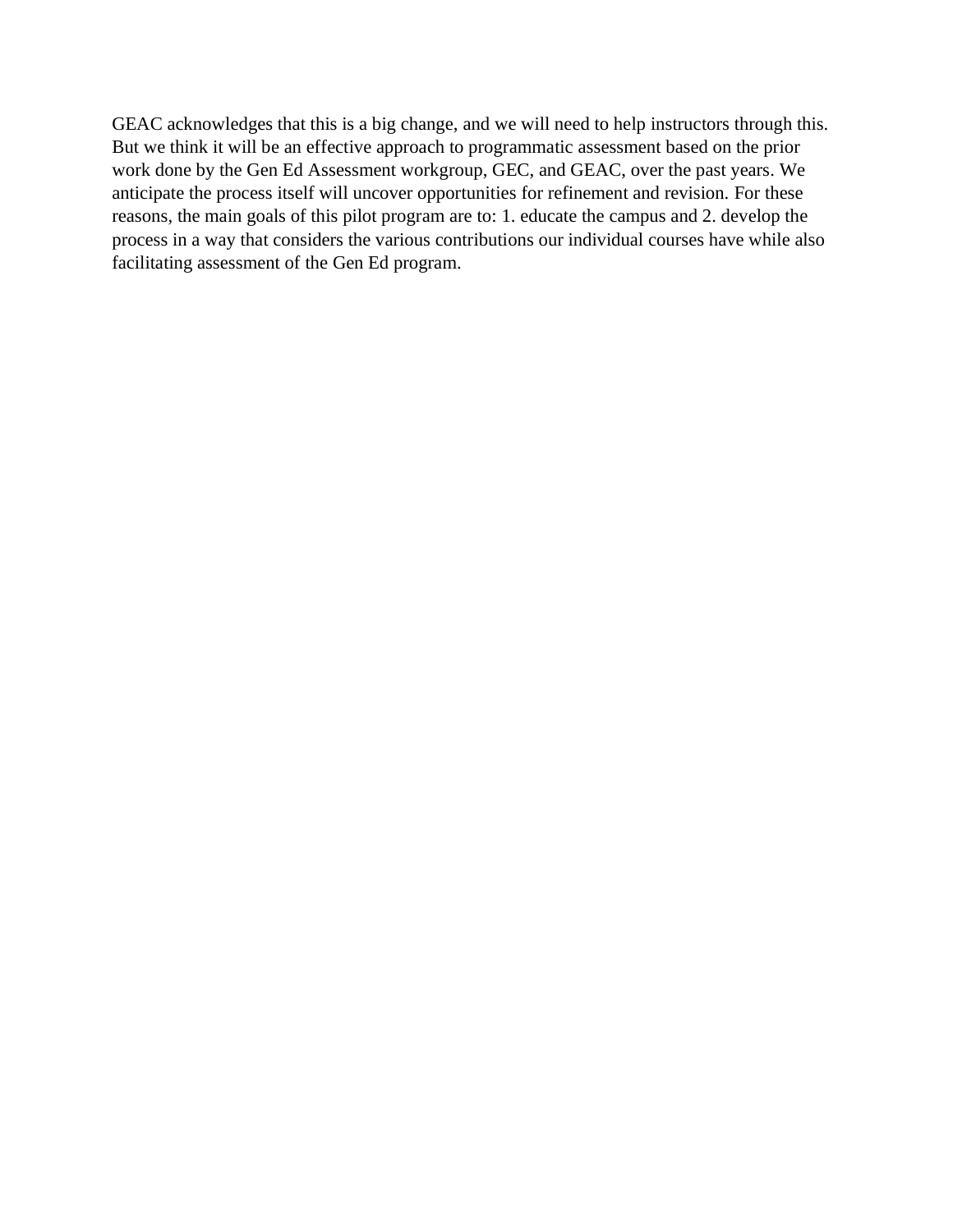GEAC acknowledges that this is a big change, and we will need to help instructors through this. But we think it will be an effective approach to programmatic assessment based on the prior work done by the Gen Ed Assessment workgroup, GEC, and GEAC, over the past years. We anticipate the process itself will uncover opportunities for refinement and revision. For these reasons, the main goals of this pilot program are to: 1. educate the campus and 2. develop the process in a way that considers the various contributions our individual courses have while also facilitating assessment of the Gen Ed program.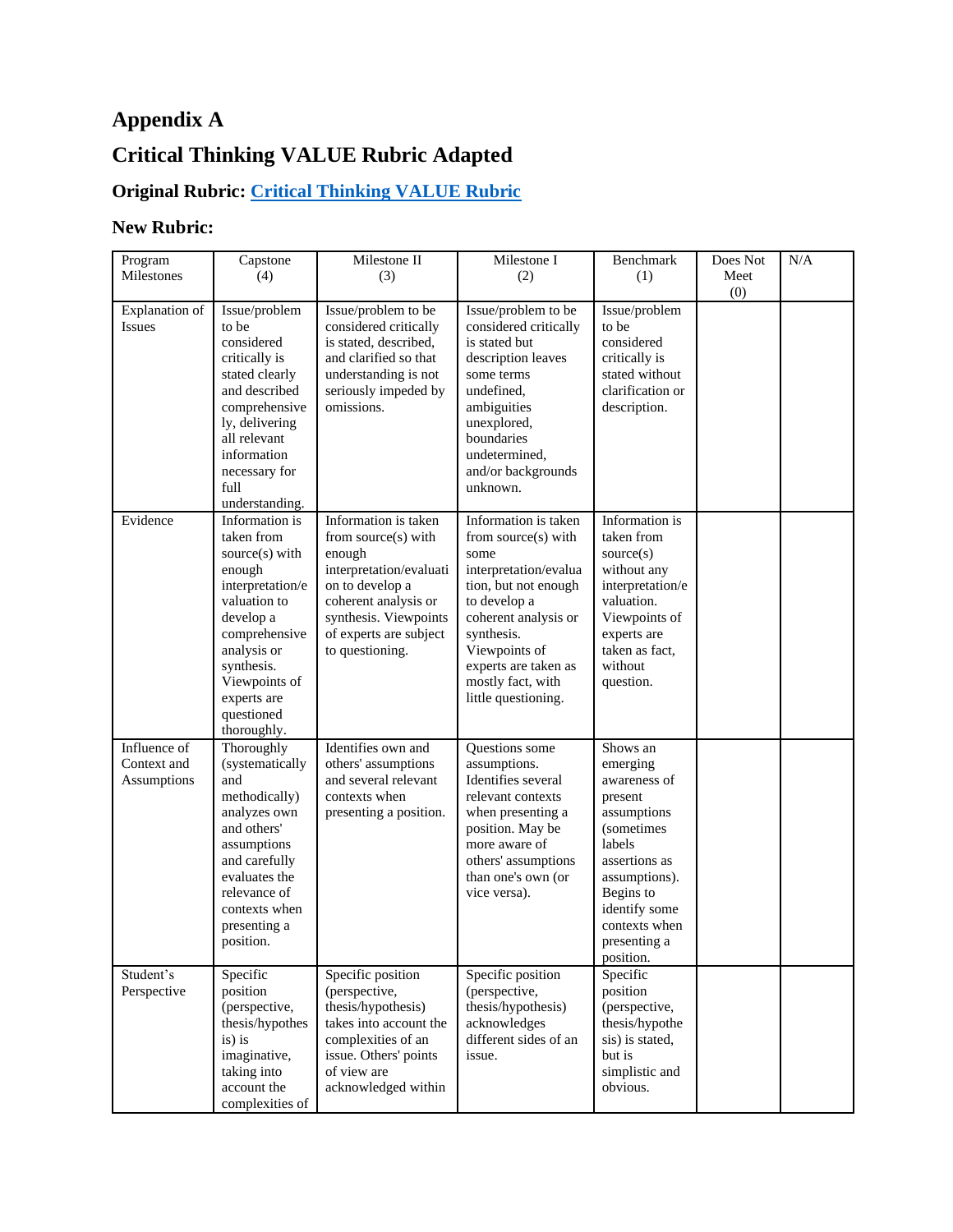# Appendix A

# Critical Thinking VALUE Rubric Adapted

### Original Rubric: Critical Thinking VALUE Rubric

### New Rubric:

| Program Milestones | Capstone (4) | Milestone II (3) | Milestone I (2) | Benchmark (1) | Does Not Meet (0) | N/A |
|---|---|---|---|---|---|---|
| Explanation of Issues | Issue/problem to be considered critically is stated clearly and described comprehensively, delivering all relevant information necessary for full understanding. | Issue/problem to be considered critically is stated, described, and clarified so that understanding is not seriously impeded by omissions. | Issue/problem to be considered critically is stated but description leaves some terms undefined, ambiguities unexplored, boundaries undetermined, and/or backgrounds unknown. | Issue/problem to be considered critically is stated without clarification or description. | | |
| Evidence | Information is taken from source(s) with enough interpretation/evaluation to develop a comprehensive analysis or synthesis. Viewpoints of experts are questioned thoroughly. | Information is taken from source(s) with enough interpretation/evaluation to develop a coherent analysis or synthesis. Viewpoints of experts are subject to questioning. | Information is taken from source(s) with some interpretation/evaluation, but not enough to develop a coherent analysis or synthesis. Viewpoints of experts are taken as mostly fact, with little questioning. | Information is taken from source(s) without any interpretation/evaluation. Viewpoints of experts are taken as fact, without question. | | |
| Influence of Context and Assumptions | Thoroughly (systematically and methodically) analyzes own and others' assumptions and carefully evaluates the relevance of contexts when presenting a position. | Identifies own and others' assumptions and several relevant contexts when presenting a position. | Questions some assumptions. Identifies several relevant contexts when presenting a position. May be more aware of others' assumptions than one's own (or vice versa). | Shows an emerging awareness of present assumptions (sometimes labels assertions as assumptions). Begins to identify some contexts when presenting a position. | | |
| Student's Perspective | Specific position (perspective, thesis/hypothesis) is imaginative, taking into account the complexities of | Specific position (perspective, thesis/hypothesis) takes into account the complexities of an issue. Others' points of view are acknowledged within | Specific position (perspective, thesis/hypothesis) acknowledges different sides of an issue. | Specific position (perspective, thesis/hypothesis) is stated, but is simplistic and obvious. | | |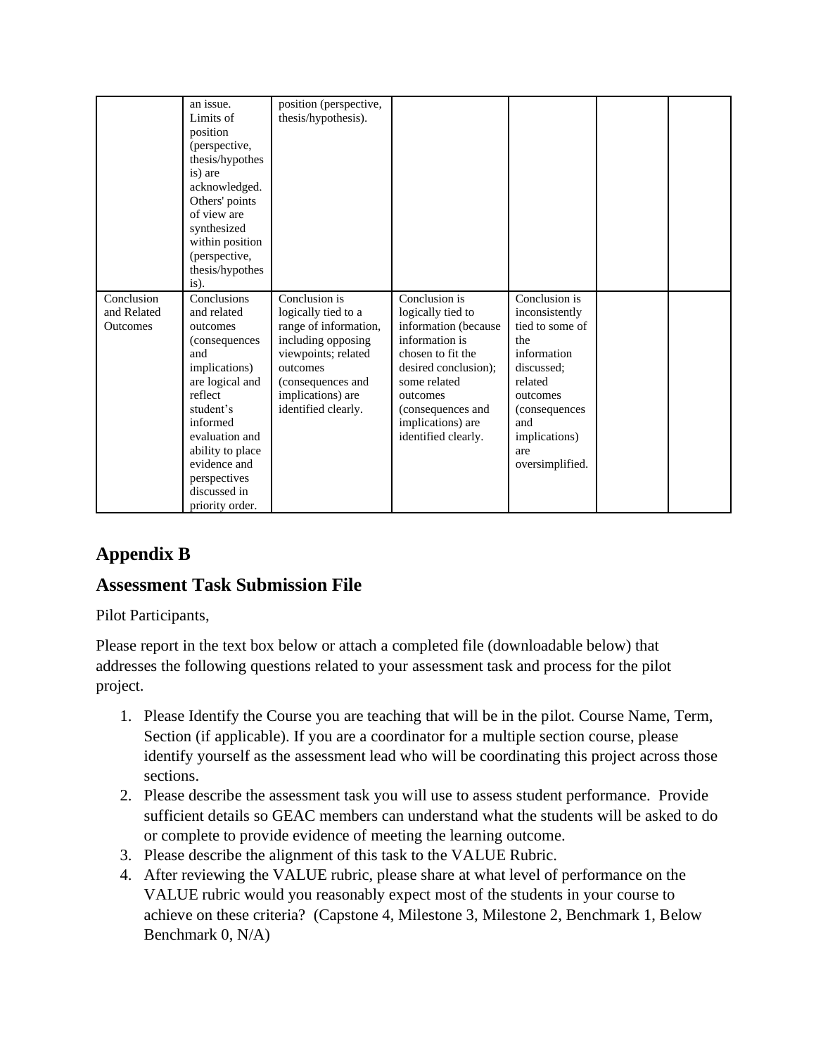| | | | | | | |
|---|---|---|---|---|---|---|
| | an issue. Limits of position (perspective, thesis/hypothesis) are acknowledged. Others' points of view are synthesized within position (perspective, thesis/hypothesis). | position (perspective, thesis/hypothesis). | | | | |
| Conclusion and Related Outcomes | Conclusions and related outcomes (consequences and implications) are logical and reflect student's informed evaluation and ability to place evidence and perspectives discussed in priority order. | Conclusion is logically tied to a range of information, including opposing viewpoints; related outcomes (consequences and implications) are identified clearly. | Conclusion is logically tied to information (because information is chosen to fit the desired conclusion); some related outcomes (consequences and implications) are identified clearly. | Conclusion is inconsistently tied to some of the information discussed; related outcomes (consequences and implications) are oversimplified. | | |

# Appendix B

## Assessment Task Submission File

Pilot Participants,

Please report in the text box below or attach a completed file (downloadable below) that addresses the following questions related to your assessment task and process for the pilot project.

1. Please Identify the Course you are teaching that will be in the pilot. Course Name, Term, Section (if applicable). If you are a coordinator for a multiple section course, please identify yourself as the assessment lead who will be coordinating this project across those sections.
2. Please describe the assessment task you will use to assess student performance. Provide sufficient details so GEAC members can understand what the students will be asked to do or complete to provide evidence of meeting the learning outcome.
3. Please describe the alignment of this task to the VALUE Rubric.
4. After reviewing the VALUE rubric, please share at what level of performance on the VALUE rubric would you reasonably expect most of the students in your course to achieve on these criteria? (Capstone 4, Milestone 3, Milestone 2, Benchmark 1, Below Benchmark 0, N/A)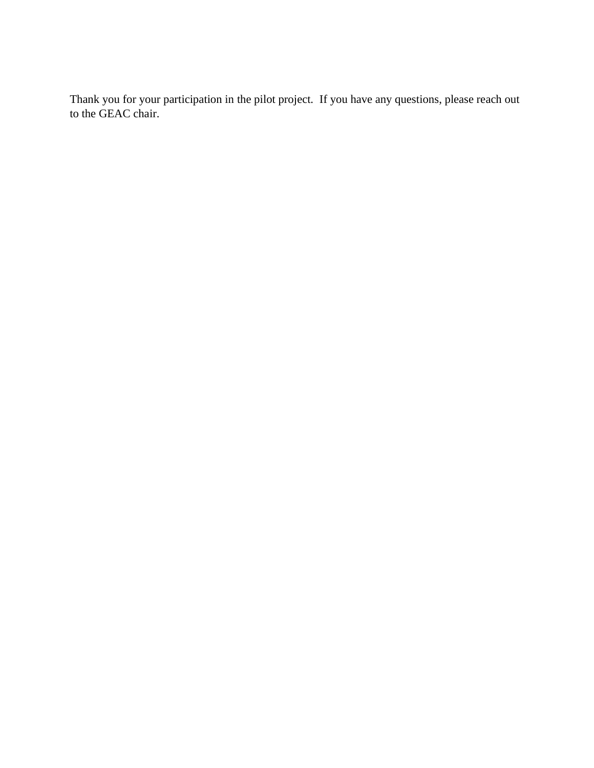Thank you for your participation in the pilot project. If you have any questions, please reach out to the GEAC chair.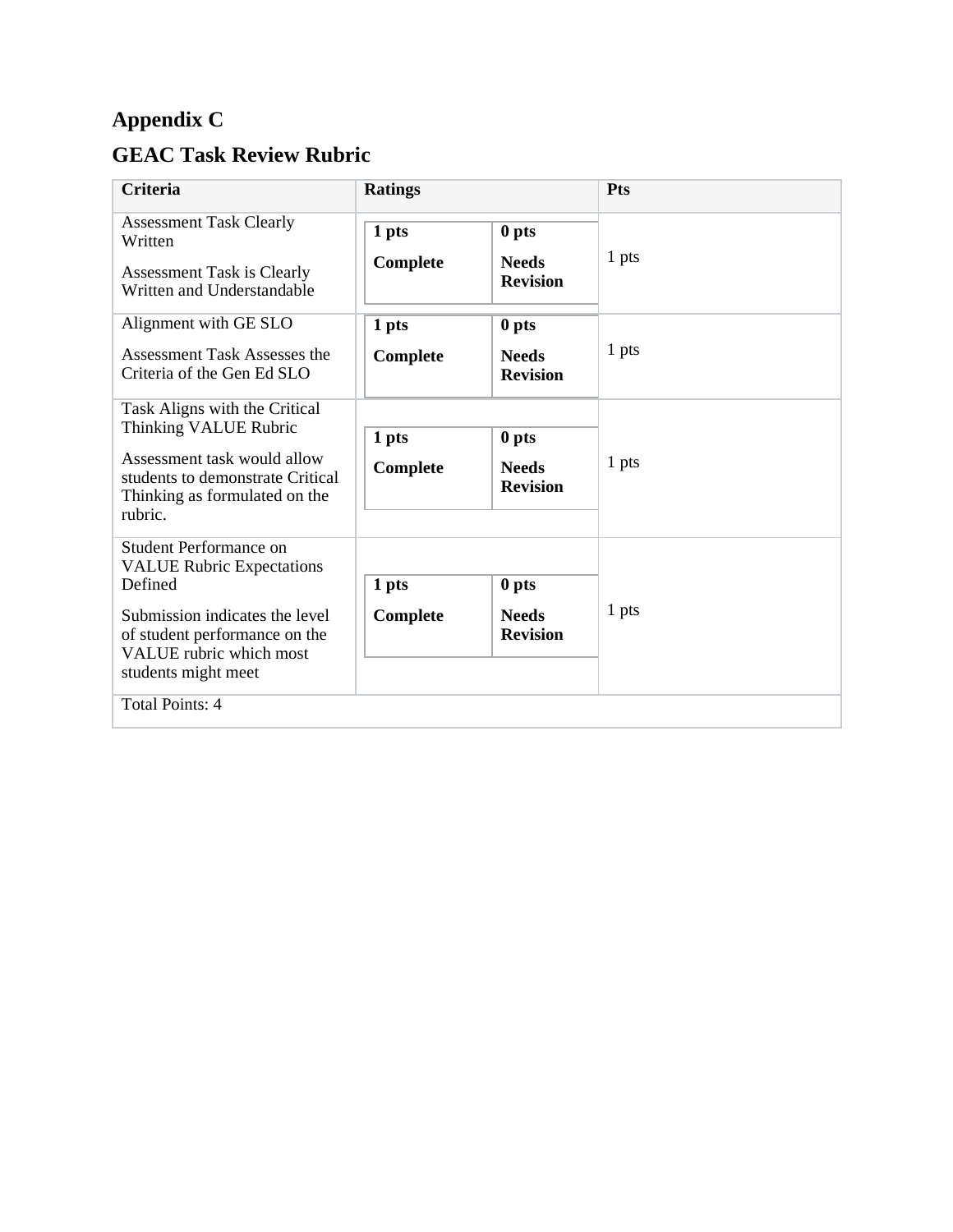# Appendix C

## GEAC Task Review Rubric

| Criteria | Ratings | | Pts |
|---|---|---|---|
| Assessment Task Clearly Written<br><br>Assessment Task is Clearly Written and Understandable | **1 pts**<br><br>**Complete** | **0 pts**<br><br>**Needs Revision** | 1 pts |
| Alignment with GE SLO<br><br>Assessment Task Assesses the Criteria of the Gen Ed SLO | **1 pts**<br><br>**Complete** | **0 pts**<br><br>**Needs Revision** | 1 pts |
| Task Aligns with the Critical Thinking VALUE Rubric<br><br>Assessment task would allow students to demonstrate Critical Thinking as formulated on the rubric. | **1 pts**<br><br>**Complete** | **0 pts**<br><br>**Needs Revision** | 1 pts |
| Student Performance on VALUE Rubric Expectations Defined<br><br>Submission indicates the level of student performance on the VALUE rubric which most students might meet | **1 pts**<br><br>**Complete** | **0 pts**<br><br>**Needs Revision** | 1 pts |
| Total Points: 4 | | | |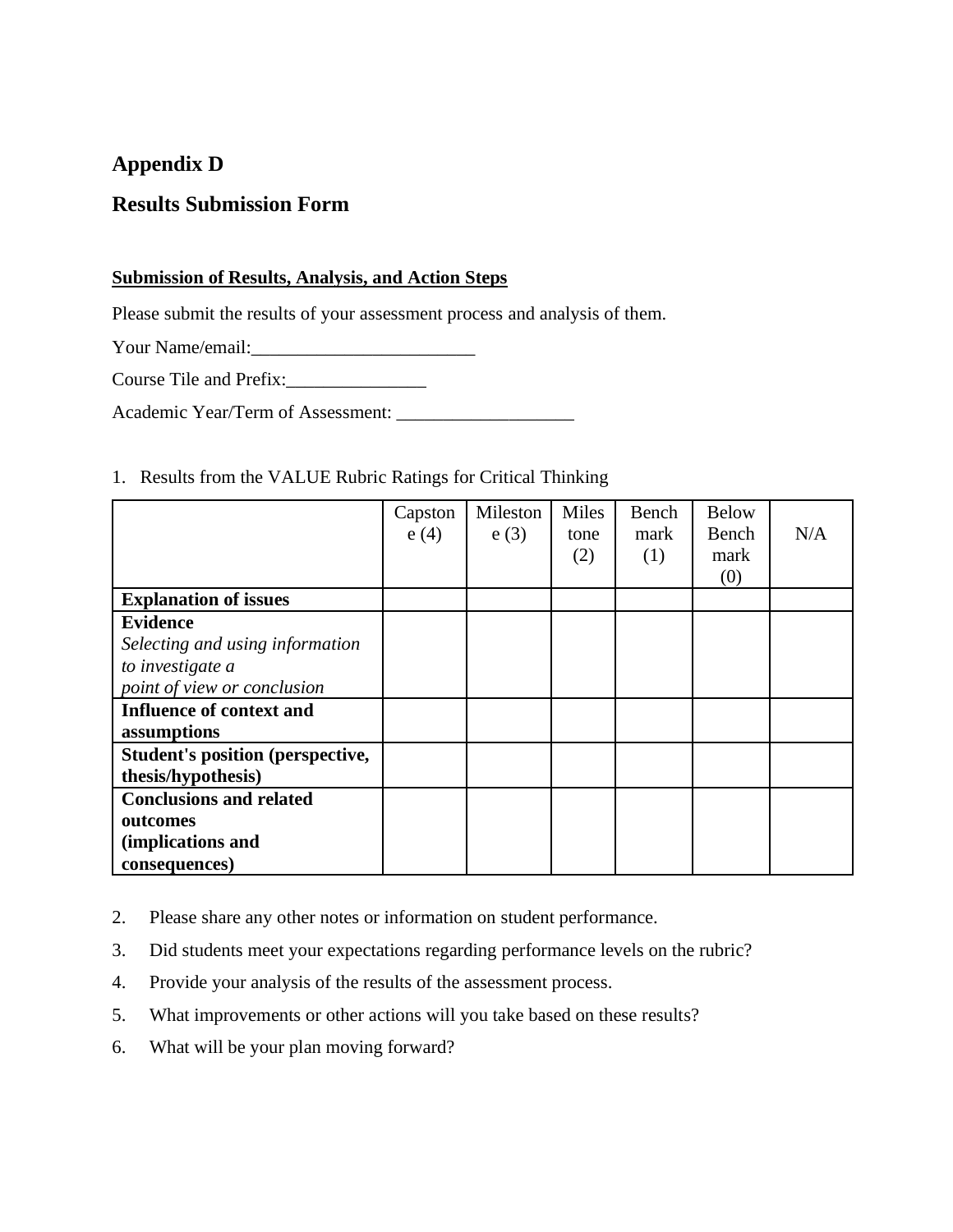## Appendix D

## Results Submission Form

**Submission of Results, Analysis, and Action Steps**

Please submit the results of your assessment process and analysis of them.

Your Name/email:________________________

Course Tile and Prefix:_______________

Academic Year/Term of Assessment: ___________________

1. Results from the VALUE Rubric Ratings for Critical Thinking

| | Capstone (4) | Milestone (3) | Milestone (2) | Benchmark (1) | Below Benchmark (0) | N/A |
|---|---|---|---|---|---|---|
| **Explanation of issues** | | | | | | |
| **Evidence** *Selecting and using information to investigate a point of view or conclusion* | | | | | | |
| **Influence of context and assumptions** | | | | | | |
| **Student's position (perspective, thesis/hypothesis)** | | | | | | |
| **Conclusions and related outcomes (implications and consequences)** | | | | | | |

2. Please share any other notes or information on student performance.
3. Did students meet your expectations regarding performance levels on the rubric?
4. Provide your analysis of the results of the assessment process.
5. What improvements or other actions will you take based on these results?
6. What will be your plan moving forward?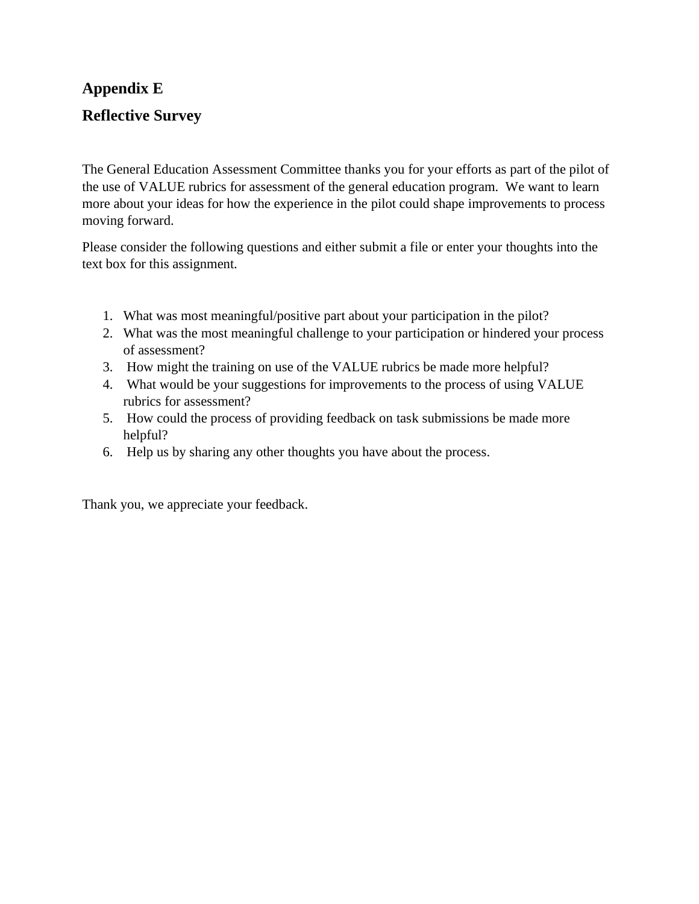## Appendix E

## Reflective Survey

The General Education Assessment Committee thanks you for your efforts as part of the pilot of the use of VALUE rubrics for assessment of the general education program. We want to learn more about your ideas for how the experience in the pilot could shape improvements to process moving forward.

Please consider the following questions and either submit a file or enter your thoughts into the text box for this assignment.

1. What was most meaningful/positive part about your participation in the pilot?
2. What was the most meaningful challenge to your participation or hindered your process of assessment?
3. How might the training on use of the VALUE rubrics be made more helpful?
4. What would be your suggestions for improvements to the process of using VALUE rubrics for assessment?
5. How could the process of providing feedback on task submissions be made more helpful?
6. Help us by sharing any other thoughts you have about the process.

Thank you, we appreciate your feedback.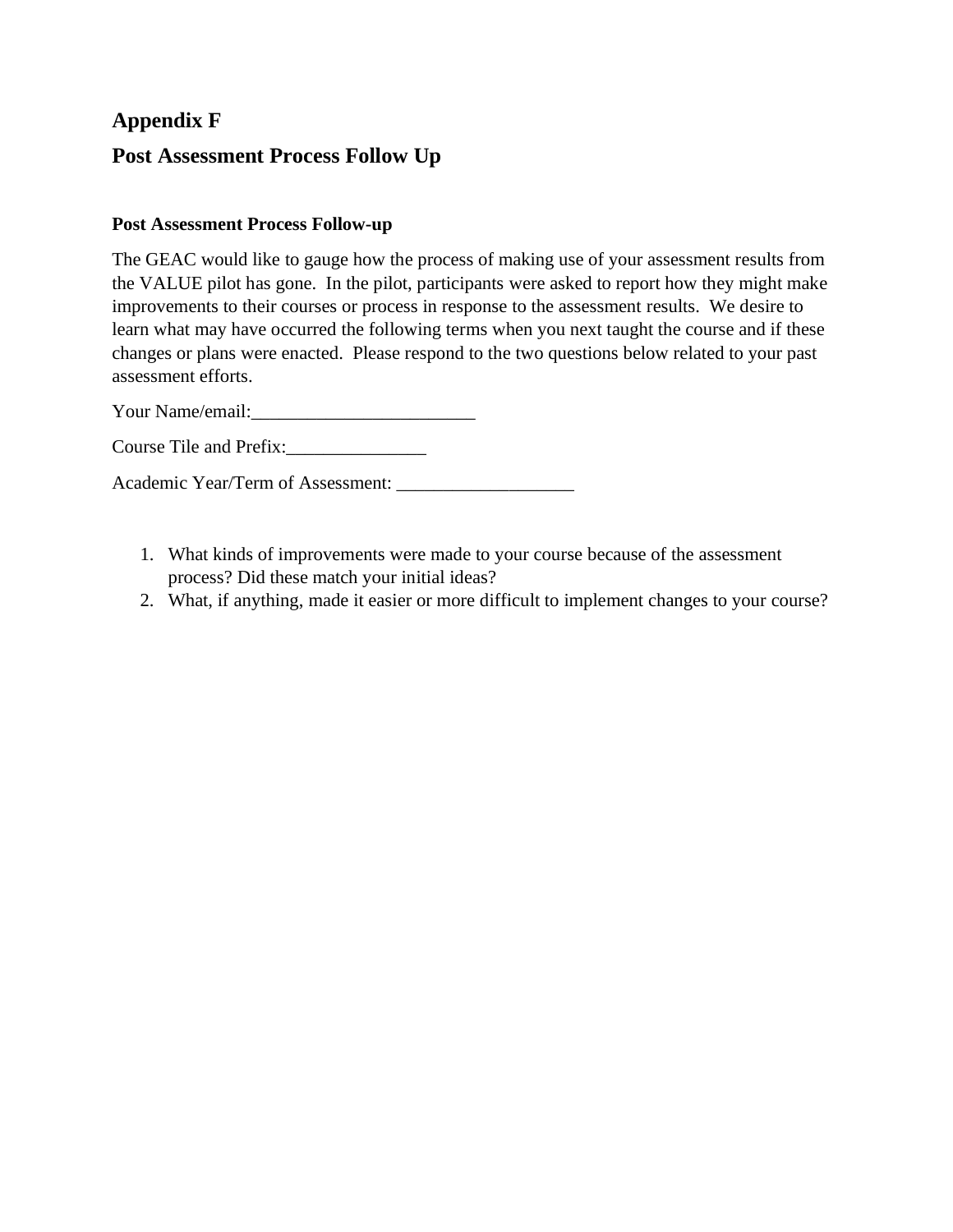# Appendix F

# Post Assessment Process Follow Up

### Post Assessment Process Follow-up

The GEAC would like to gauge how the process of making use of your assessment results from the VALUE pilot has gone. In the pilot, participants were asked to report how they might make improvements to their courses or process in response to the assessment results. We desire to learn what may have occurred the following terms when you next taught the course and if these changes or plans were enacted. Please respond to the two questions below related to your past assessment efforts.

Your Name/email:________________________

Course Tile and Prefix:_______________

Academic Year/Term of Assessment: ___________________

1. What kinds of improvements were made to your course because of the assessment process? Did these match your initial ideas?
2. What, if anything, made it easier or more difficult to implement changes to your course?